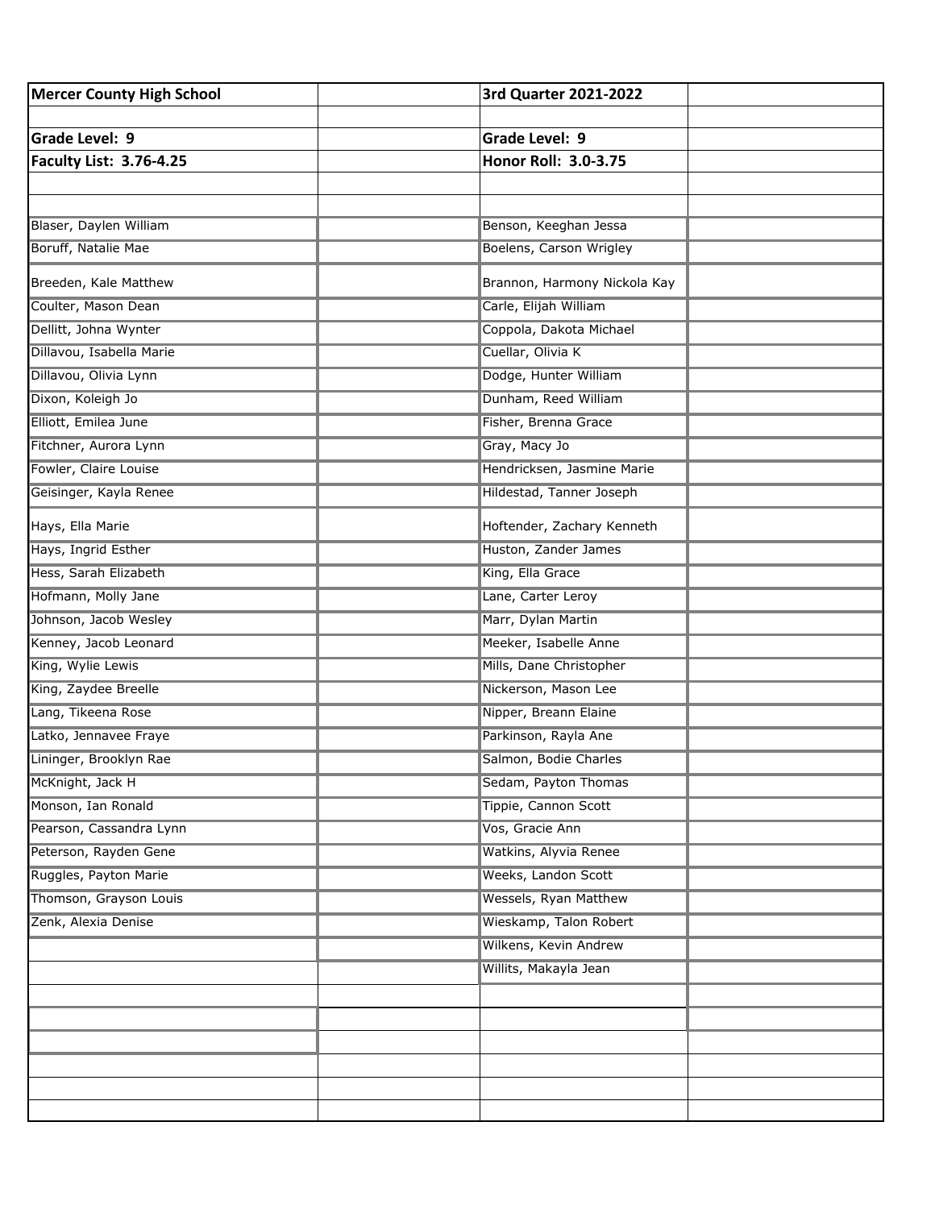| Mercer County High School | | 3rd Quarter 2021-2022 | |
|---|---|---|---|
| | | | |
| **Grade Level: 9** | | **Grade Level: 9** | |
| **Faculty List: 3.76-4.25** | | **Honor Roll: 3.0-3.75** | |
| | | | |
| | | | |
| Blaser, Daylen William | | Benson, Keeghan Jessa | |
| Boruff, Natalie Mae | | Boelens, Carson Wrigley | |
| Breeden, Kale Matthew | | Brannon, Harmony Nickola Kay | |
| Coulter, Mason Dean | | Carle, Elijah William | |
| Dellitt, Johna Wynter | | Coppola, Dakota Michael | |
| Dillavou, Isabella Marie | | Cuellar, Olivia K | |
| Dillavou, Olivia Lynn | | Dodge, Hunter William | |
| Dixon, Koleigh Jo | | Dunham, Reed William | |
| Elliott, Emilea June | | Fisher, Brenna Grace | |
| Fitchner, Aurora Lynn | | Gray, Macy Jo | |
| Fowler, Claire Louise | | Hendricksen, Jasmine Marie | |
| Geisinger, Kayla Renee | | Hildestad, Tanner Joseph | |
| Hays, Ella Marie | | Hoftender, Zachary Kenneth | |
| Hays, Ingrid Esther | | Huston, Zander James | |
| Hess, Sarah Elizabeth | | King, Ella Grace | |
| Hofmann, Molly Jane | | Lane, Carter Leroy | |
| Johnson, Jacob Wesley | | Marr, Dylan Martin | |
| Kenney, Jacob Leonard | | Meeker, Isabelle Anne | |
| King, Wylie Lewis | | Mills, Dane Christopher | |
| King, Zaydee Breelle | | Nickerson, Mason Lee | |
| Lang, Tikeena Rose | | Nipper, Breann Elaine | |
| Latko, Jennavee Fraye | | Parkinson, Rayla Ane | |
| Lininger, Brooklyn Rae | | Salmon, Bodie Charles | |
| McKnight, Jack H | | Sedam, Payton Thomas | |
| Monson, Ian Ronald | | Tippie, Cannon Scott | |
| Pearson, Cassandra Lynn | | Vos, Gracie Ann | |
| Peterson, Rayden Gene | | Watkins, Alyvia Renee | |
| Ruggles, Payton Marie | | Weeks, Landon Scott | |
| Thomson, Grayson Louis | | Wessels, Ryan Matthew | |
| Zenk, Alexia Denise | | Wieskamp, Talon Robert | |
| | | Wilkens, Kevin Andrew | |
| | | Willits, Makayla Jean | |
| | | | |
| | | | |
| | | | |
| | | | |
| | | | |
| | | | |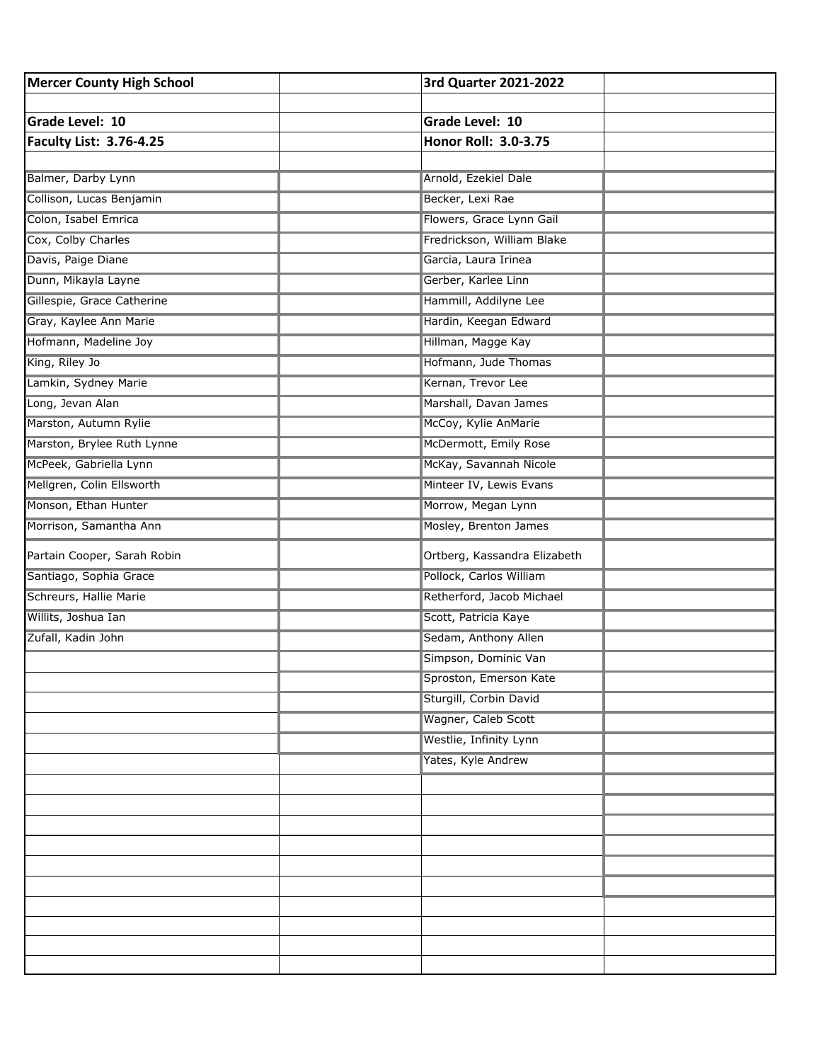| Mercer County High School | | 3rd Quarter 2021-2022 | |
|---|---|---|---|
| | | | |
| **Grade Level: 10** | | **Grade Level: 10** | |
| **Faculty List: 3.76-4.25** | | **Honor Roll: 3.0-3.75** | |
| | | | |
| Balmer, Darby Lynn | | Arnold, Ezekiel Dale | |
| Collison, Lucas Benjamin | | Becker, Lexi Rae | |
| Colon, Isabel Emrica | | Flowers, Grace Lynn Gail | |
| Cox, Colby Charles | | Fredrickson, William Blake | |
| Davis, Paige Diane | | Garcia, Laura Irinea | |
| Dunn, Mikayla Layne | | Gerber, Karlee Linn | |
| Gillespie, Grace Catherine | | Hammill, Addilyne Lee | |
| Gray, Kaylee Ann Marie | | Hardin, Keegan Edward | |
| Hofmann, Madeline Joy | | Hillman, Magge Kay | |
| King, Riley Jo | | Hofmann, Jude Thomas | |
| Lamkin, Sydney Marie | | Kernan, Trevor Lee | |
| Long, Jevan Alan | | Marshall, Davan James | |
| Marston, Autumn Rylie | | McCoy, Kylie AnMarie | |
| Marston, Brylee Ruth Lynne | | McDermott, Emily Rose | |
| McPeek, Gabriella Lynn | | McKay, Savannah Nicole | |
| Mellgren, Colin Ellsworth | | Minteer IV, Lewis Evans | |
| Monson, Ethan Hunter | | Morrow, Megan Lynn | |
| Morrison, Samantha Ann | | Mosley, Brenton James | |
| Partain Cooper, Sarah Robin | | Ortberg, Kassandra Elizabeth | |
| Santiago, Sophia Grace | | Pollock, Carlos William | |
| Schreurs, Hallie Marie | | Retherford, Jacob Michael | |
| Willits, Joshua Ian | | Scott, Patricia Kaye | |
| Zufall, Kadin John | | Sedam, Anthony Allen | |
| | | Simpson, Dominic Van | |
| | | Sproston, Emerson Kate | |
| | | Sturgill, Corbin David | |
| | | Wagner, Caleb Scott | |
| | | Westlie, Infinity Lynn | |
| | | Yates, Kyle Andrew | |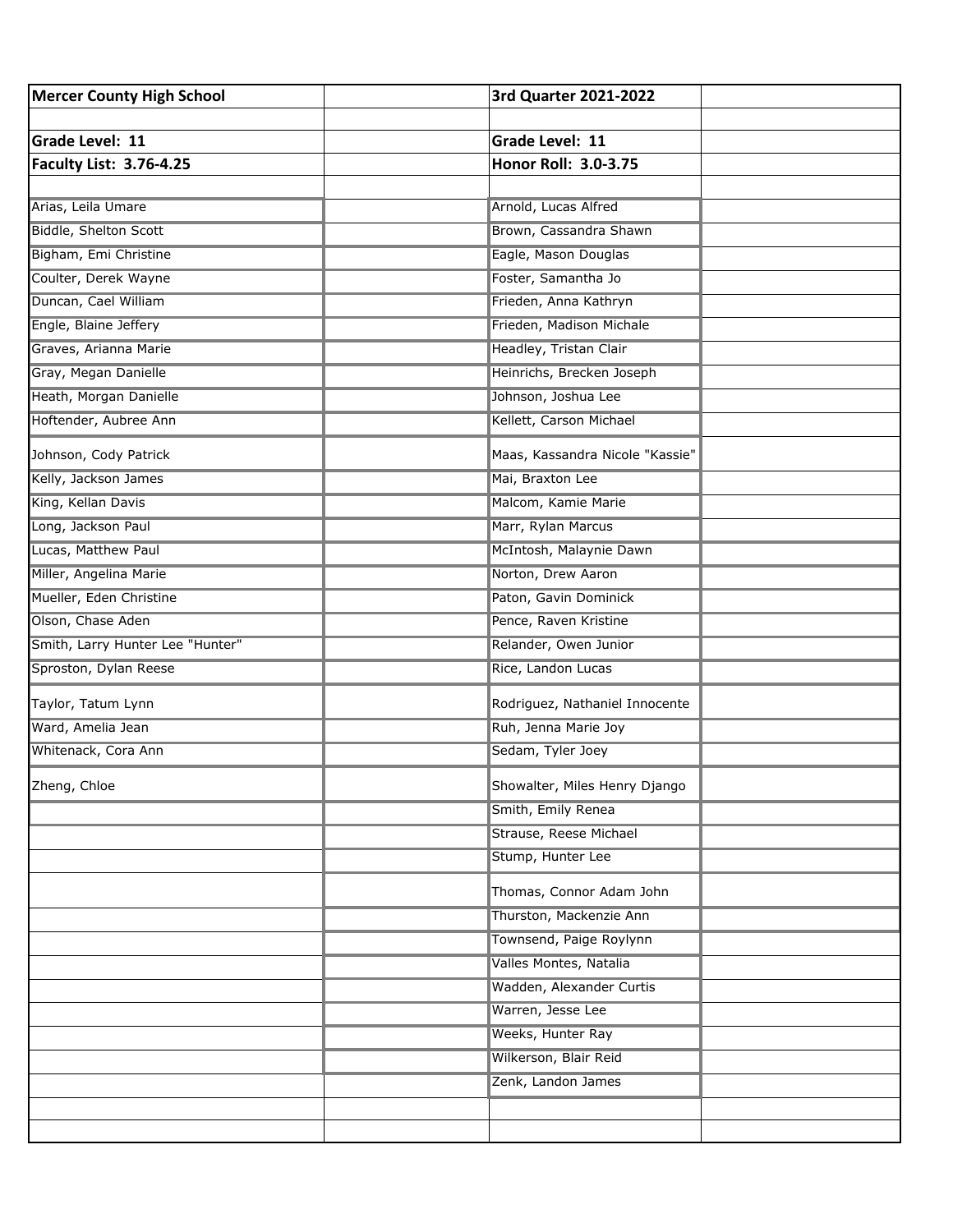| Mercer County High School | | 3rd Quarter 2021-2022 | |
|---|---|---|---|
| | | | |
| **Grade Level: 11** | | **Grade Level: 11** | |
| **Faculty List: 3.76-4.25** | | **Honor Roll: 3.0-3.75** | |
| | | | |
| Arias, Leila Umare | | Arnold, Lucas Alfred | |
| Biddle, Shelton Scott | | Brown, Cassandra Shawn | |
| Bigham, Emi Christine | | Eagle, Mason Douglas | |
| Coulter, Derek Wayne | | Foster, Samantha Jo | |
| Duncan, Cael William | | Frieden, Anna Kathryn | |
| Engle, Blaine Jeffery | | Frieden, Madison Michale | |
| Graves, Arianna Marie | | Headley, Tristan Clair | |
| Gray, Megan Danielle | | Heinrichs, Brecken Joseph | |
| Heath, Morgan Danielle | | Johnson, Joshua Lee | |
| Hoftender, Aubree Ann | | Kellett, Carson Michael | |
| Johnson, Cody Patrick | | Maas, Kassandra Nicole "Kassie" | |
| Kelly, Jackson James | | Mai, Braxton Lee | |
| King, Kellan Davis | | Malcom, Kamie Marie | |
| Long, Jackson Paul | | Marr, Rylan Marcus | |
| Lucas, Matthew Paul | | McIntosh, Malaynie Dawn | |
| Miller, Angelina Marie | | Norton, Drew Aaron | |
| Mueller, Eden Christine | | Paton, Gavin Dominick | |
| Olson, Chase Aden | | Pence, Raven Kristine | |
| Smith, Larry Hunter Lee "Hunter" | | Relander, Owen Junior | |
| Sproston, Dylan Reese | | Rice, Landon Lucas | |
| Taylor, Tatum Lynn | | Rodriguez, Nathaniel Innocente | |
| Ward, Amelia Jean | | Ruh, Jenna Marie Joy | |
| Whitenack, Cora Ann | | Sedam, Tyler Joey | |
| Zheng, Chloe | | Showalter, Miles Henry Django | |
| | | Smith, Emily Renea | |
| | | Strause, Reese Michael | |
| | | Stump, Hunter Lee | |
| | | Thomas, Connor Adam John | |
| | | Thurston, Mackenzie Ann | |
| | | Townsend, Paige Roylynn | |
| | | Valles Montes, Natalia | |
| | | Wadden, Alexander Curtis | |
| | | Warren, Jesse Lee | |
| | | Weeks, Hunter Ray | |
| | | Wilkerson, Blair Reid | |
| | | Zenk, Landon James | |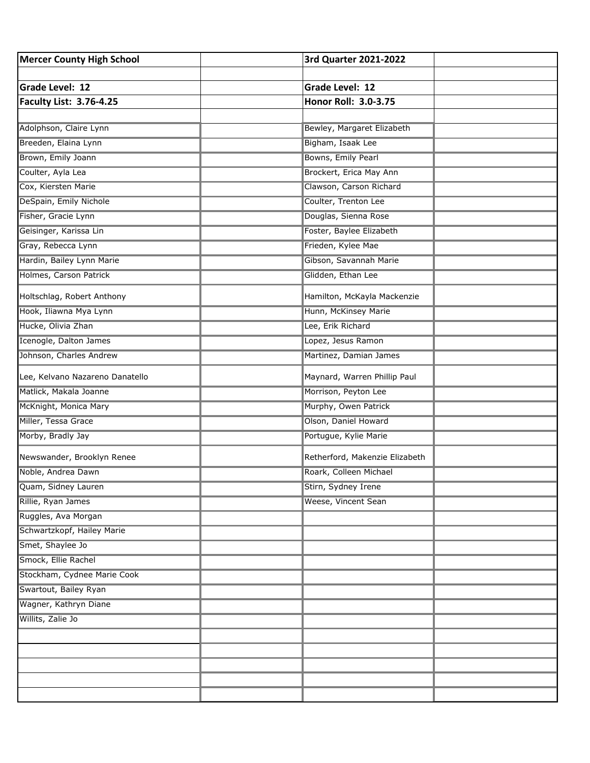| | | | |
|---|---|---|---|
| **Mercer County High School** | | **3rd Quarter 2021-2022** | |
| | | | |
| **Grade Level: 12** | | **Grade Level: 12** | |
| **Faculty List: 3.76-4.25** | | **Honor Roll: 3.0-3.75** | |
| | | | |
| Adolphson, Claire Lynn | | Bewley, Margaret Elizabeth | |
| Breeden, Elaina Lynn | | Bigham, Isaak Lee | |
| Brown, Emily Joann | | Bowns, Emily Pearl | |
| Coulter, Ayla Lea | | Brockert, Erica May Ann | |
| Cox, Kiersten Marie | | Clawson, Carson Richard | |
| DeSpain, Emily Nichole | | Coulter, Trenton Lee | |
| Fisher, Gracie Lynn | | Douglas, Sienna Rose | |
| Geisinger, Karissa Lin | | Foster, Baylee Elizabeth | |
| Gray, Rebecca Lynn | | Frieden, Kylee Mae | |
| Hardin, Bailey Lynn Marie | | Gibson, Savannah Marie | |
| Holmes, Carson Patrick | | Glidden, Ethan Lee | |
| Holtschlag, Robert Anthony | | Hamilton, McKayla Mackenzie | |
| Hook, Iliawna Mya Lynn | | Hunn, McKinsey Marie | |
| Hucke, Olivia Zhan | | Lee, Erik Richard | |
| Icenogle, Dalton James | | Lopez, Jesus Ramon | |
| Johnson, Charles Andrew | | Martinez, Damian James | |
| Lee, Kelvano Nazareno Danatello | | Maynard, Warren Phillip Paul | |
| Matlick, Makala Joanne | | Morrison, Peyton Lee | |
| McKnight, Monica Mary | | Murphy, Owen Patrick | |
| Miller, Tessa Grace | | Olson, Daniel Howard | |
| Morby, Bradly Jay | | Portugue, Kylie Marie | |
| Newswander, Brooklyn Renee | | Retherford, Makenzie Elizabeth | |
| Noble, Andrea Dawn | | Roark, Colleen Michael | |
| Quam, Sidney Lauren | | Stirn, Sydney Irene | |
| Rillie, Ryan James | | Weese, Vincent Sean | |
| Ruggles, Ava Morgan | | | |
| Schwartzkopf, Hailey Marie | | | |
| Smet, Shaylee Jo | | | |
| Smock, Ellie Rachel | | | |
| Stockham, Cydnee Marie Cook | | | |
| Swartout, Bailey Ryan | | | |
| Wagner, Kathryn Diane | | | |
| Willits, Zalie Jo | | | |